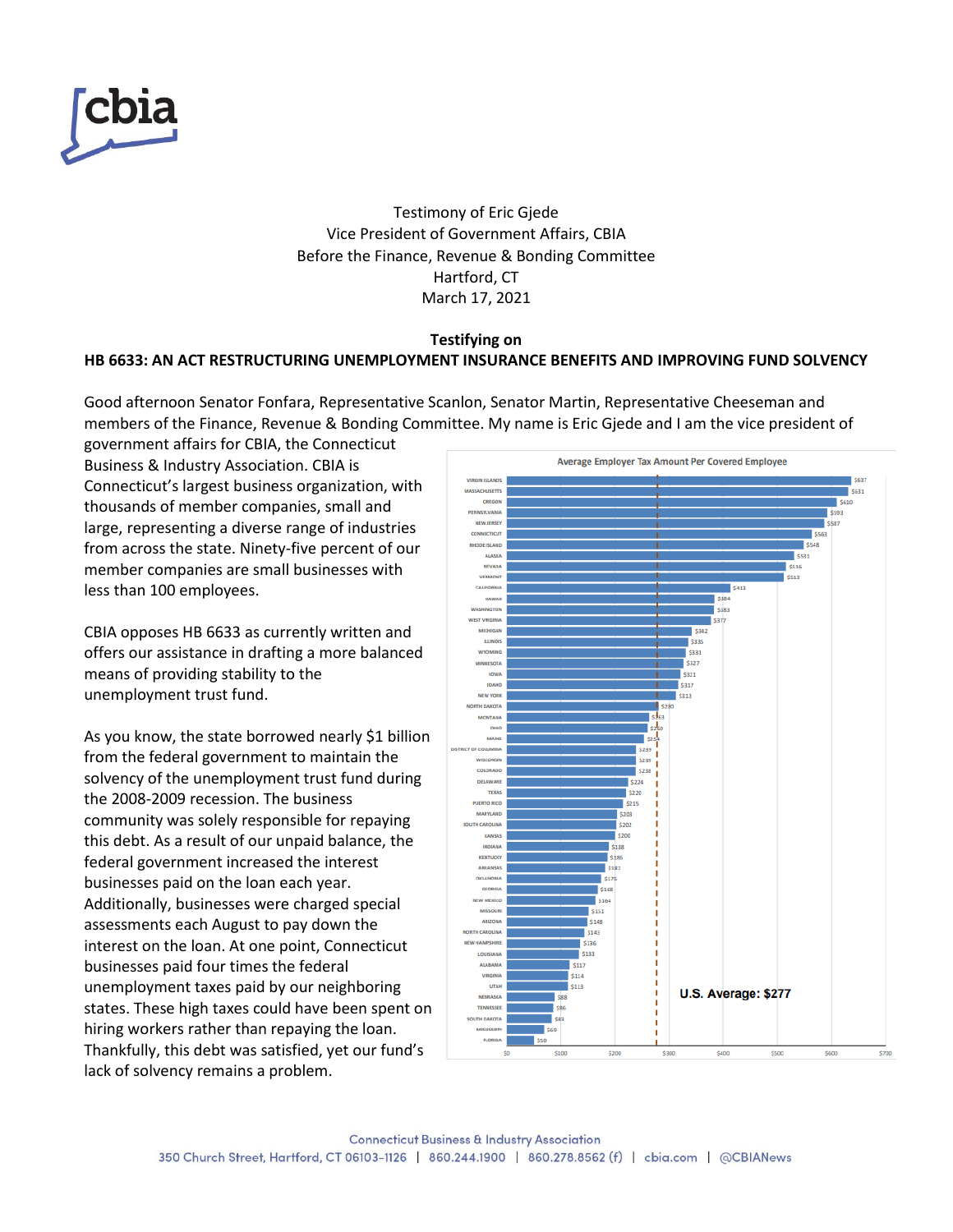Testimony of Eric Gjede
Vice President of Government Affairs, CBIA
Before the Finance, Revenue & Bonding Committee
Hartford, CT
March 17, 2021

**Testifying on**

**HB 6633: AN ACT RESTRUCTURING UNEMPLOYMENT INSURANCE BENEFITS AND IMPROVING FUND SOLVENCY**

Good afternoon Senator Fonfara, Representative Scanlon, Senator Martin, Representative Cheeseman and members of the Finance, Revenue & Bonding Committee. My name is Eric Gjede and I am the vice president of government affairs for CBIA, the Connecticut Business & Industry Association. CBIA is Connecticut's largest business organization, with thousands of member companies, small and large, representing a diverse range of industries from across the state. Ninety-five percent of our member companies are small businesses with less than 100 employees.

CBIA opposes HB 6633 as currently written and offers our assistance in drafting a more balanced means of providing stability to the unemployment trust fund.

As you know, the state borrowed nearly $1 billion from the federal government to maintain the solvency of the unemployment trust fund during the 2008-2009 recession. The business community was solely responsible for repaying this debt. As a result of our unpaid balance, the federal government increased the interest businesses paid on the loan each year. Additionally, businesses were charged special assessments each August to pay down the interest on the loan. At one point, Connecticut businesses paid four times the federal unemployment taxes paid by our neighboring states. These high taxes could have been spent on hiring workers rather than repaying the loan. Thankfully, this debt was satisfied, yet our fund's lack of solvency remains a problem.

**Average Employer Tax Amount Per Covered Employee**

| State | Amount |
|---|---|
| Virgin Islands | $637 |
| Massachusetts | $631 |
| Oregon | $610 |
| Pennsylvania | $593 |
| New Jersey | $587 |
| Connecticut | $563 |
| Rhode Island | $548 |
| Alaska | $531 |
| Nevada | $516 |
| Vermont | $513 |
| California | $413 |
| Hawaii | $384 |
| Washington | $383 |
| West Virginia | $377 |
| Michigan | $342 |
| Illinois | $335 |
| Wyoming | $331 |
| Minnesota | $327 |
| Iowa | $321 |
| Idaho | $317 |
| New York | $313 |
| North Dakota | $280 |
| Montana | $263 |
| Ohio | $260 |
| Maine | $254 |
| District of Columbia | $239 |
| Wisconsin | $239 |
| Colorado | $238 |
| Delaware | $224 |
| Texas | $220 |
| Puerto Rico | $215 |
| Maryland | $203 |
| South Carolina | $202 |
| Kansas | $200 |
| Indiana | $188 |
| Kentucky | $186 |
| Arkansas | $183 |
| Oklahoma | $175 |
| Georgia | $168 |
| New Mexico | $164 |
| Missouri | $151 |
| Arizona | $148 |
| North Carolina | $143 |
| New Hampshire | $136 |
| Louisiana | $133 |
| Alabama | $117 |
| Virginia | $114 |
| Utah | $113 |
| Nebraska | $88 |
| Tennessee | $86 |
| South Dakota | $81 |
| Mississippi | $69 |
| Florida | $50 |

U.S. Average: $277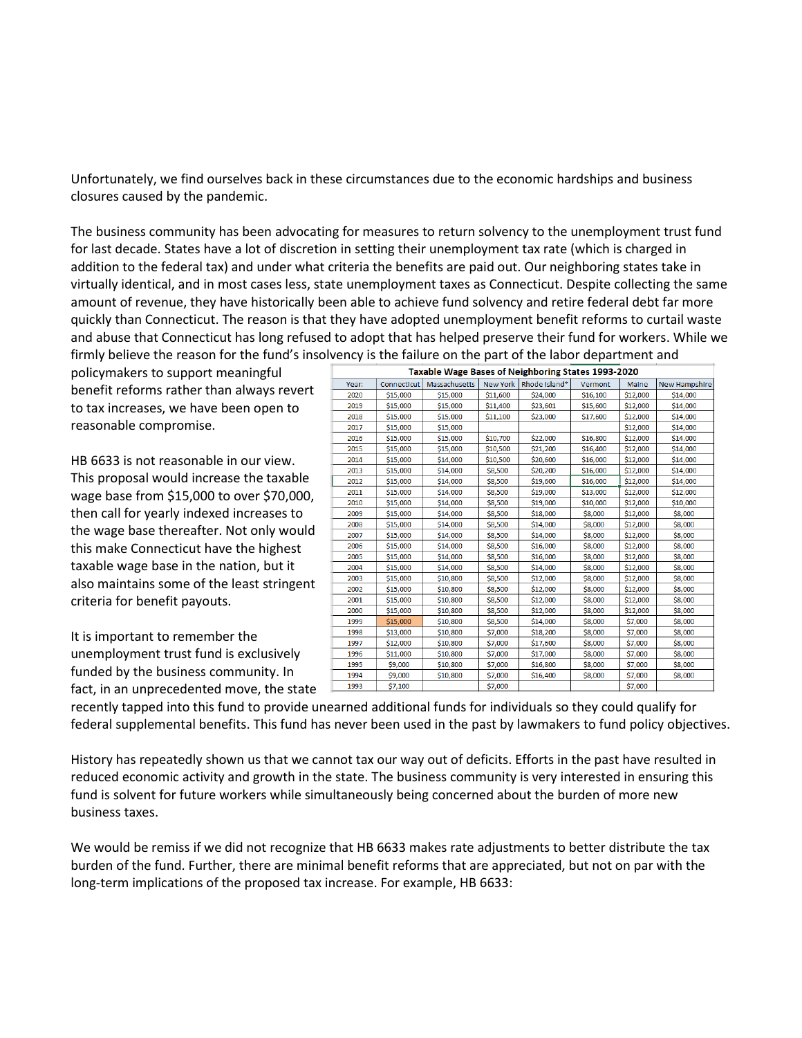Unfortunately, we find ourselves back in these circumstances due to the economic hardships and business closures caused by the pandemic.

The business community has been advocating for measures to return solvency to the unemployment trust fund for last decade. States have a lot of discretion in setting their unemployment tax rate (which is charged in addition to the federal tax) and under what criteria the benefits are paid out. Our neighboring states take in virtually identical, and in most cases less, state unemployment taxes as Connecticut. Despite collecting the same amount of revenue, they have historically been able to achieve fund solvency and retire federal debt far more quickly than Connecticut. The reason is that they have adopted unemployment benefit reforms to curtail waste and abuse that Connecticut has long refused to adopt that has helped preserve their fund for workers. While we firmly believe the reason for the fund's insolvency is the failure on the part of the labor department and policymakers to support meaningful benefit reforms rather than always revert to tax increases, we have been open to reasonable compromise.

**Taxable Wage Bases of Neighboring States 1993-2020**

| Year: | Connecticut | Massachusetts | New York | Rhode Island* | Vermont | Maine | New Hampshire |
|---|---|---|---|---|---|---|---|
| 2020 | $15,000 | $15,000 | $11,600 | $24,000 | $16,100 | $12,000 | $14,000 |
| 2019 | $15,000 | $15,000 | $11,400 | $23,601 | $15,600 | $12,000 | $14,000 |
| 2018 | $15,000 | $15,000 | $11,100 | $23,000 | $17,600 | $12,000 | $14,000 |
| 2017 | $15,000 | $15,000 | | | | $12,000 | $14,000 |
| 2016 | $15,000 | $15,000 | $10,700 | $22,000 | $16,800 | $12,000 | $14,000 |
| 2015 | $15,000 | $15,000 | $10,500 | $21,200 | $16,400 | $12,000 | $14,000 |
| 2014 | $15,000 | $14,000 | $10,500 | $20,600 | $16,000 | $12,000 | $14,000 |
| 2013 | $15,000 | $14,000 | $8,500 | $20,200 | $16,000 | $12,000 | $14,000 |
| 2012 | $15,000 | $14,000 | $8,500 | $19,600 | $16,000 | $12,000 | $14,000 |
| 2011 | $15,000 | $14,000 | $8,500 | $19,000 | $13,000 | $12,000 | $12,000 |
| 2010 | $15,000 | $14,000 | $8,500 | $19,000 | $10,000 | $12,000 | $10,000 |
| 2009 | $15,000 | $14,000 | $8,500 | $18,000 | $8,000 | $12,000 | $8,000 |
| 2008 | $15,000 | $14,000 | $8,500 | $14,000 | $8,000 | $12,000 | $8,000 |
| 2007 | $15,000 | $14,000 | $8,500 | $14,000 | $8,000 | $12,000 | $8,000 |
| 2006 | $15,000 | $14,000 | $8,500 | $16,000 | $8,000 | $12,000 | $8,000 |
| 2005 | $15,000 | $14,000 | $8,500 | $16,000 | $8,000 | $12,000 | $8,000 |
| 2004 | $15,000 | $14,000 | $8,500 | $14,000 | $8,000 | $12,000 | $8,000 |
| 2003 | $15,000 | $10,800 | $8,500 | $12,000 | $8,000 | $12,000 | $8,000 |
| 2002 | $15,000 | $10,800 | $8,500 | $12,000 | $8,000 | $12,000 | $8,000 |
| 2001 | $15,000 | $10,800 | $8,500 | $12,000 | $8,000 | $12,000 | $8,000 |
| 2000 | $15,000 | $10,800 | $8,500 | $12,000 | $8,000 | $12,000 | $8,000 |
| 1999 | $15,000 | $10,800 | $8,500 | $14,000 | $8,000 | $7,000 | $8,000 |
| 1998 | $13,000 | $10,800 | $7,000 | $18,200 | $8,000 | $7,000 | $8,000 |
| 1997 | $12,000 | $10,800 | $7,000 | $17,600 | $8,000 | $7,000 | $8,000 |
| 1996 | $11,000 | $10,800 | $7,000 | $17,000 | $8,000 | $7,000 | $8,000 |
| 1995 | $9,000 | $10,800 | $7,000 | $16,800 | $8,000 | $7,000 | $8,000 |
| 1994 | $9,000 | $10,800 | $7,000 | $16,400 | $8,000 | $7,000 | $8,000 |
| 1993 | $7,100 | | $7,000 | | | $7,000 | |

HB 6633 is not reasonable in our view. This proposal would increase the taxable wage base from $15,000 to over $70,000, then call for yearly indexed increases to the wage base thereafter. Not only would this make Connecticut have the highest taxable wage base in the nation, but it also maintains some of the least stringent criteria for benefit payouts.

It is important to remember the unemployment trust fund is exclusively funded by the business community. In fact, in an unprecedented move, the state recently tapped into this fund to provide unearned additional funds for individuals so they could qualify for federal supplemental benefits. This fund has never been used in the past by lawmakers to fund policy objectives.

History has repeatedly shown us that we cannot tax our way out of deficits. Efforts in the past have resulted in reduced economic activity and growth in the state. The business community is very interested in ensuring this fund is solvent for future workers while simultaneously being concerned about the burden of more new business taxes.

We would be remiss if we did not recognize that HB 6633 makes rate adjustments to better distribute the tax burden of the fund. Further, there are minimal benefit reforms that are appreciated, but not on par with the long-term implications of the proposed tax increase. For example, HB 6633: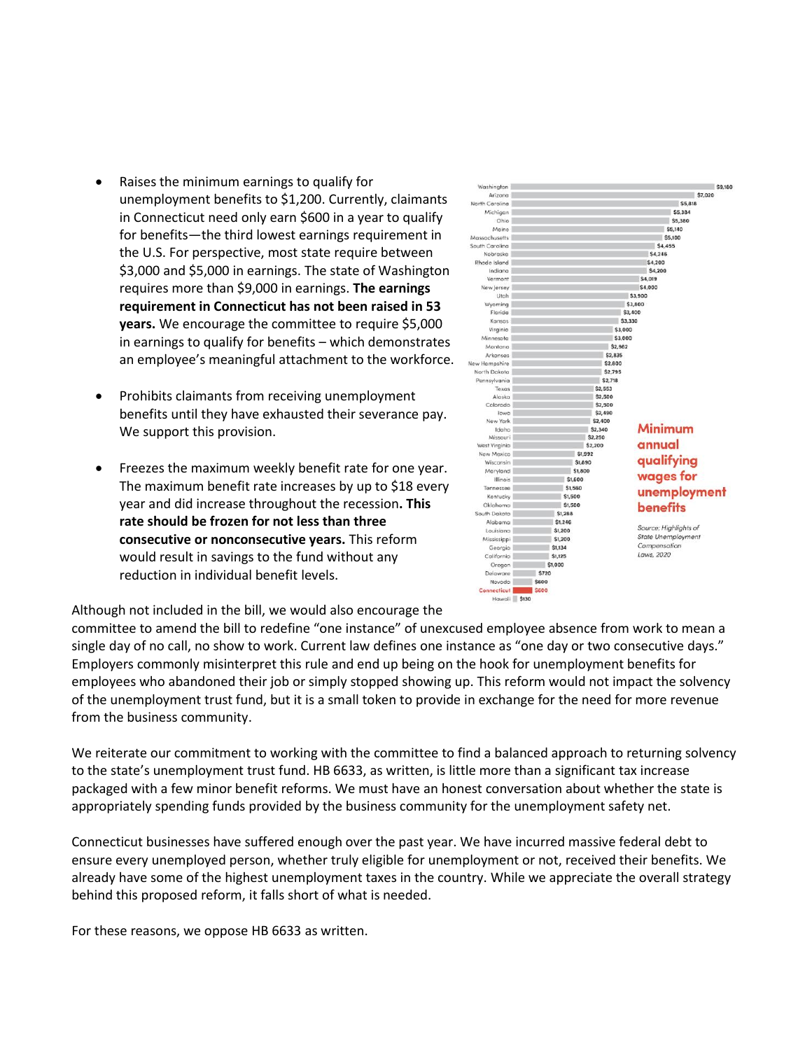- Raises the minimum earnings to qualify for unemployment benefits to $1,200. Currently, claimants in Connecticut need only earn $600 in a year to qualify for benefits—the third lowest earnings requirement in the U.S. For perspective, most state require between $3,000 and $5,000 in earnings. The state of Washington requires more than $9,000 in earnings. **The earnings requirement in Connecticut has not been raised in 53 years.** We encourage the committee to require $5,000 in earnings to qualify for benefits – which demonstrates an employee's meaningful attachment to the workforce.

- Prohibits claimants from receiving unemployment benefits until they have exhausted their severance pay. We support this provision.

- Freezes the maximum weekly benefit rate for one year. The maximum benefit rate increases by up to $18 every year and did increase throughout the recession**. This rate should be frozen for not less than three consecutive or nonconsecutive years.** This reform would result in savings to the fund without any reduction in individual benefit levels.

Minimum annual qualifying wages for unemployment benefits

Washington $9,180
Arizona $7,020
North Carolina $5,818
Michigan $5,384
Ohio $5,380
Maine $5,140
Massachusetts $5,100
South Carolina $4,455
Nebraska $4,246
Rhode Island $4,200
Indiana $4,200
Vermont $4,019
New Jersey $4,000
Utah $3,900
Wyoming $3,600
Florida $3,400
Kansas $3,330
Virginia $3,000
Minnesota $3,000
Montana $2,962
Arkansas $2,835
New Hampshire $2,800
North Dakota $2,795
Pennsylvania $2,718
Texas $2,553
Alaska $2,500
Colorado $2,500
Iowa $2,490
New York $2,400
Idaho $2,340
Missouri $2,250
West Virginia $2,200
New Mexico $1,992
Wisconsin $1,690
Maryland $1,800
Illinois $1,600
Tennessee $1,560
Kentucky $1,500
Oklahoma $1,500
South Dakota $1,288
Alabama $1,246
Louisiana $1,200
Mississippi $1,200
Georgia $1,134
California $1,125
Oregon $1,000
Delaware $720
Nevada $600
Connecticut $600
Hawaii $130

Source: Highlights of State Unemployment Compensation Laws, 2020

Although not included in the bill, we would also encourage the committee to amend the bill to redefine "one instance" of unexcused employee absence from work to mean a single day of no call, no show to work. Current law defines one instance as "one day or two consecutive days." Employers commonly misinterpret this rule and end up being on the hook for unemployment benefits for employees who abandoned their job or simply stopped showing up. This reform would not impact the solvency of the unemployment trust fund, but it is a small token to provide in exchange for the need for more revenue from the business community.

We reiterate our commitment to working with the committee to find a balanced approach to returning solvency to the state's unemployment trust fund. HB 6633, as written, is little more than a significant tax increase packaged with a few minor benefit reforms. We must have an honest conversation about whether the state is appropriately spending funds provided by the business community for the unemployment safety net.

Connecticut businesses have suffered enough over the past year. We have incurred massive federal debt to ensure every unemployed person, whether truly eligible for unemployment or not, received their benefits. We already have some of the highest unemployment taxes in the country. While we appreciate the overall strategy behind this proposed reform, it falls short of what is needed.

For these reasons, we oppose HB 6633 as written.